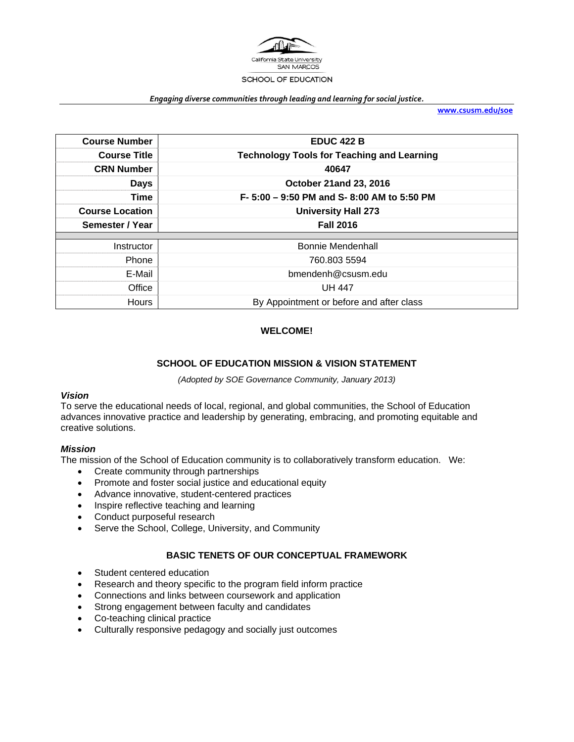California State University SAN MARCOS

SCHOOL OF EDUCATION

*Engaging diverse communities through leading and learning for social justice.*

www.csusm.edu/soe

| **Course Number** | **EDUC 422 B** |
|---|---|
| **Course Title** | **Technology Tools for Teaching and Learning** |
| **CRN Number** | **40647** |
| **Days** | **October 21and 23, 2016** |
| **Time** | **F- 5:00 – 9:50 PM and S- 8:00 AM to 5:50 PM** |
| **Course Location** | **University Hall 273** |
| **Semester / Year** | **Fall 2016** |
| | |
| Instructor | Bonnie Mendenhall |
| Phone | 760.803 5594 |
| E-Mail | bmendenh@csusm.edu |
| Office | UH 447 |
| Hours | By Appointment or before and after class |

**WELCOME!**

## SCHOOL OF EDUCATION MISSION & VISION STATEMENT

*(Adopted by SOE Governance Community, January 2013)*

### *Vision*

To serve the educational needs of local, regional, and global communities, the School of Education advances innovative practice and leadership by generating, embracing, and promoting equitable and creative solutions.

### *Mission*

The mission of the School of Education community is to collaboratively transform education. We:

- Create community through partnerships
- Promote and foster social justice and educational equity
- Advance innovative, student-centered practices
- Inspire reflective teaching and learning
- Conduct purposeful research
- Serve the School, College, University, and Community

## BASIC TENETS OF OUR CONCEPTUAL FRAMEWORK

- Student centered education
- Research and theory specific to the program field inform practice
- Connections and links between coursework and application
- Strong engagement between faculty and candidates
- Co-teaching clinical practice
- Culturally responsive pedagogy and socially just outcomes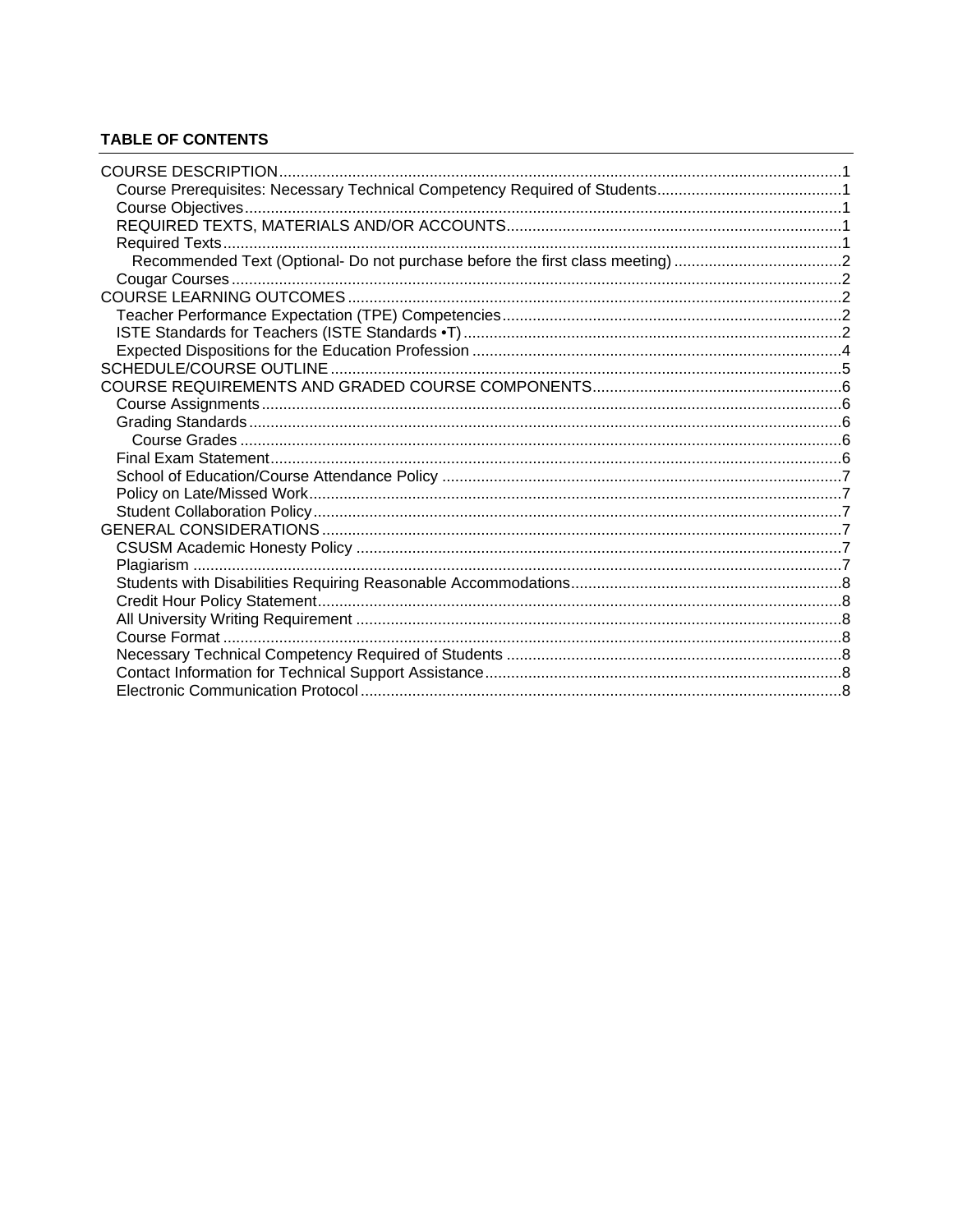**TABLE OF CONTENTS**

- COURSE DESCRIPTION .... 1
  - Course Prerequisites: Necessary Technical Competency Required of Students .... 1
  - Course Objectives .... 1
  - REQUIRED TEXTS, MATERIALS AND/OR ACCOUNTS .... 1
  - Required Texts .... 1
    - Recommended Text (Optional- Do not purchase before the first class meeting) .... 2
  - Cougar Courses .... 2
- COURSE LEARNING OUTCOMES .... 2
  - Teacher Performance Expectation (TPE) Competencies .... 2
  - ISTE Standards for Teachers (ISTE Standards •T) .... 2
  - Expected Dispositions for the Education Profession .... 4
- SCHEDULE/COURSE OUTLINE .... 5
- COURSE REQUIREMENTS AND GRADED COURSE COMPONENTS .... 6
  - Course Assignments .... 6
  - Grading Standards .... 6
    - Course Grades .... 6
  - Final Exam Statement .... 6
  - School of Education/Course Attendance Policy .... 7
  - Policy on Late/Missed Work .... 7
  - Student Collaboration Policy .... 7
- GENERAL CONSIDERATIONS .... 7
  - CSUSM Academic Honesty Policy .... 7
  - Plagiarism .... 7
  - Students with Disabilities Requiring Reasonable Accommodations .... 8
  - Credit Hour Policy Statement .... 8
  - All University Writing Requirement .... 8
  - Course Format .... 8
  - Necessary Technical Competency Required of Students .... 8
  - Contact Information for Technical Support Assistance .... 8
  - Electronic Communication Protocol .... 8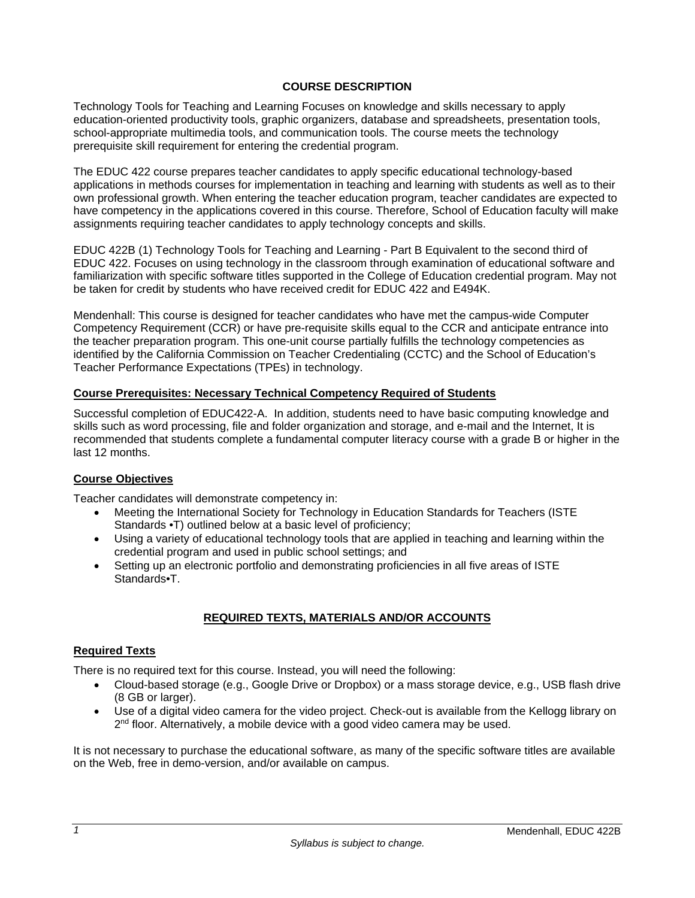## COURSE DESCRIPTION

Technology Tools for Teaching and Learning Focuses on knowledge and skills necessary to apply education-oriented productivity tools, graphic organizers, database and spreadsheets, presentation tools, school-appropriate multimedia tools, and communication tools. The course meets the technology prerequisite skill requirement for entering the credential program.

The EDUC 422 course prepares teacher candidates to apply specific educational technology-based applications in methods courses for implementation in teaching and learning with students as well as to their own professional growth. When entering the teacher education program, teacher candidates are expected to have competency in the applications covered in this course. Therefore, School of Education faculty will make assignments requiring teacher candidates to apply technology concepts and skills.

EDUC 422B (1) Technology Tools for Teaching and Learning - Part B Equivalent to the second third of EDUC 422. Focuses on using technology in the classroom through examination of educational software and familiarization with specific software titles supported in the College of Education credential program. May not be taken for credit by students who have received credit for EDUC 422 and E494K.

Mendenhall: This course is designed for teacher candidates who have met the campus-wide Computer Competency Requirement (CCR) or have pre-requisite skills equal to the CCR and anticipate entrance into the teacher preparation program. This one-unit course partially fulfills the technology competencies as identified by the California Commission on Teacher Credentialing (CCTC) and the School of Education's Teacher Performance Expectations (TPEs) in technology.

### Course Prerequisites: Necessary Technical Competency Required of Students

Successful completion of EDUC422-A. In addition, students need to have basic computing knowledge and skills such as word processing, file and folder organization and storage, and e-mail and the Internet, It is recommended that students complete a fundamental computer literacy course with a grade B or higher in the last 12 months.

### Course Objectives

Teacher candidates will demonstrate competency in:

- Meeting the International Society for Technology in Education Standards for Teachers (ISTE Standards •T) outlined below at a basic level of proficiency;
- Using a variety of educational technology tools that are applied in teaching and learning within the credential program and used in public school settings; and
- Setting up an electronic portfolio and demonstrating proficiencies in all five areas of ISTE Standards•T.

## REQUIRED TEXTS, MATERIALS AND/OR ACCOUNTS

### Required Texts

There is no required text for this course. Instead, you will need the following:

- Cloud-based storage (e.g., Google Drive or Dropbox) or a mass storage device, e.g., USB flash drive (8 GB or larger).
- Use of a digital video camera for the video project. Check-out is available from the Kellogg library on 2nd floor. Alternatively, a mobile device with a good video camera may be used.

It is not necessary to purchase the educational software, as many of the specific software titles are available on the Web, free in demo-version, and/or available on campus.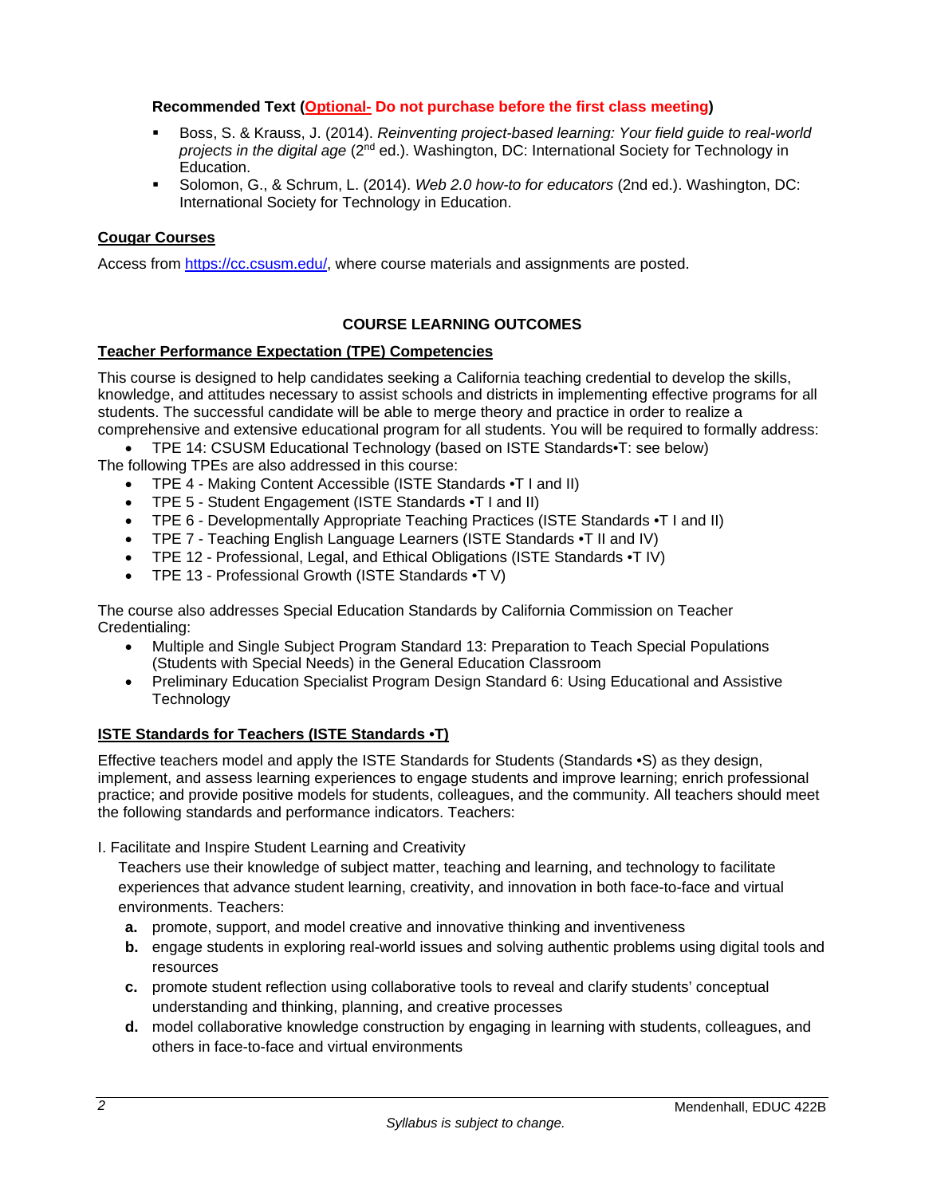**Recommended Text (Optional- Do not purchase before the first class meeting)**

- Boss, S. & Krauss, J. (2014). *Reinventing project-based learning: Your field guide to real-world projects in the digital age* (2nd ed.). Washington, DC: International Society for Technology in Education.
- Solomon, G., & Schrum, L. (2014). *Web 2.0 how-to for educators* (2nd ed.). Washington, DC: International Society for Technology in Education.

**Cougar Courses**

Access from https://cc.csusm.edu/, where course materials and assignments are posted.

## COURSE LEARNING OUTCOMES

**Teacher Performance Expectation (TPE) Competencies**

This course is designed to help candidates seeking a California teaching credential to develop the skills, knowledge, and attitudes necessary to assist schools and districts in implementing effective programs for all students. The successful candidate will be able to merge theory and practice in order to realize a comprehensive and extensive educational program for all students. You will be required to formally address:

- TPE 14: CSUSM Educational Technology (based on ISTE Standards•T: see below)

The following TPEs are also addressed in this course:

- TPE 4 - Making Content Accessible (ISTE Standards •T I and II)
- TPE 5 - Student Engagement (ISTE Standards •T I and II)
- TPE 6 - Developmentally Appropriate Teaching Practices (ISTE Standards •T I and II)
- TPE 7 - Teaching English Language Learners (ISTE Standards •T II and IV)
- TPE 12 - Professional, Legal, and Ethical Obligations (ISTE Standards •T IV)
- TPE 13 - Professional Growth (ISTE Standards •T V)

The course also addresses Special Education Standards by California Commission on Teacher Credentialing:

- Multiple and Single Subject Program Standard 13: Preparation to Teach Special Populations (Students with Special Needs) in the General Education Classroom
- Preliminary Education Specialist Program Design Standard 6: Using Educational and Assistive Technology

**ISTE Standards for Teachers (ISTE Standards •T)**

Effective teachers model and apply the ISTE Standards for Students (Standards •S) as they design, implement, and assess learning experiences to engage students and improve learning; enrich professional practice; and provide positive models for students, colleagues, and the community. All teachers should meet the following standards and performance indicators. Teachers:

I. Facilitate and Inspire Student Learning and Creativity

Teachers use their knowledge of subject matter, teaching and learning, and technology to facilitate experiences that advance student learning, creativity, and innovation in both face-to-face and virtual environments. Teachers:

- **a.** promote, support, and model creative and innovative thinking and inventiveness
- **b.** engage students in exploring real-world issues and solving authentic problems using digital tools and resources
- **c.** promote student reflection using collaborative tools to reveal and clarify students' conceptual understanding and thinking, planning, and creative processes
- **d.** model collaborative knowledge construction by engaging in learning with students, colleagues, and others in face-to-face and virtual environments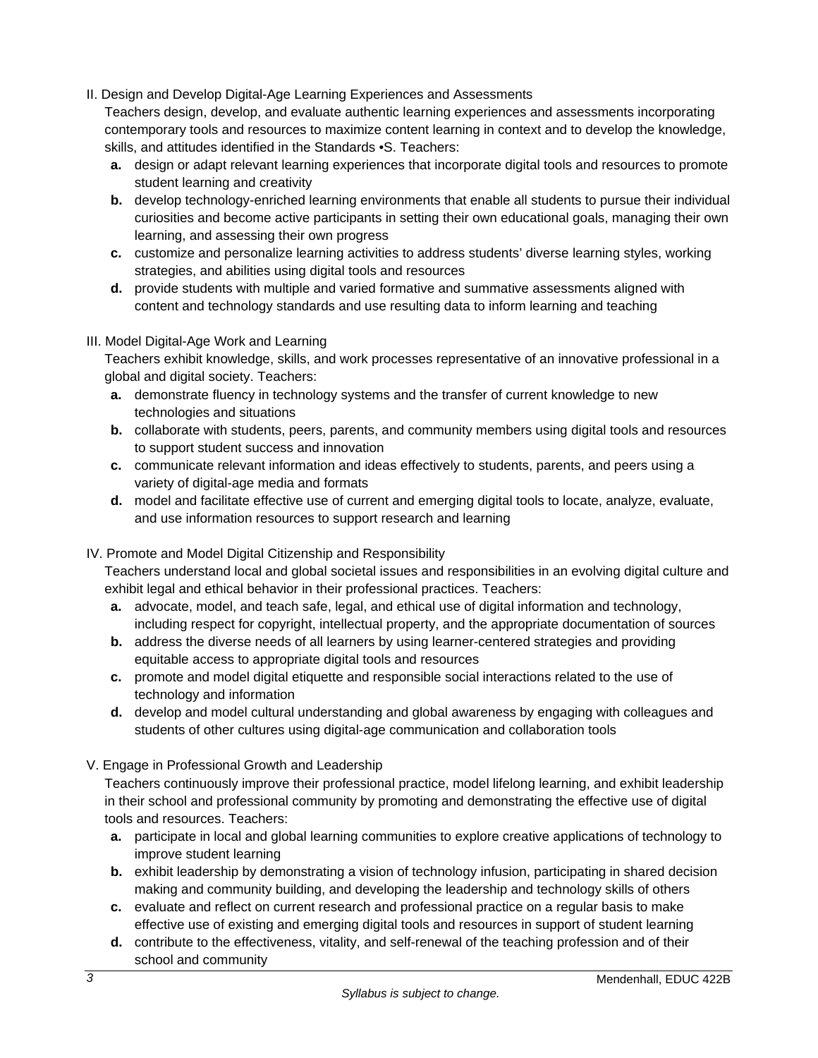II. Design and Develop Digital-Age Learning Experiences and Assessments

Teachers design, develop, and evaluate authentic learning experiences and assessments incorporating contemporary tools and resources to maximize content learning in context and to develop the knowledge, skills, and attitudes identified in the Standards •S. Teachers:

- **a.** design or adapt relevant learning experiences that incorporate digital tools and resources to promote student learning and creativity
- **b.** develop technology-enriched learning environments that enable all students to pursue their individual curiosities and become active participants in setting their own educational goals, managing their own learning, and assessing their own progress
- **c.** customize and personalize learning activities to address students' diverse learning styles, working strategies, and abilities using digital tools and resources
- **d.** provide students with multiple and varied formative and summative assessments aligned with content and technology standards and use resulting data to inform learning and teaching

III. Model Digital-Age Work and Learning

Teachers exhibit knowledge, skills, and work processes representative of an innovative professional in a global and digital society. Teachers:

- **a.** demonstrate fluency in technology systems and the transfer of current knowledge to new technologies and situations
- **b.** collaborate with students, peers, parents, and community members using digital tools and resources to support student success and innovation
- **c.** communicate relevant information and ideas effectively to students, parents, and peers using a variety of digital-age media and formats
- **d.** model and facilitate effective use of current and emerging digital tools to locate, analyze, evaluate, and use information resources to support research and learning

IV. Promote and Model Digital Citizenship and Responsibility

Teachers understand local and global societal issues and responsibilities in an evolving digital culture and exhibit legal and ethical behavior in their professional practices. Teachers:

- **a.** advocate, model, and teach safe, legal, and ethical use of digital information and technology, including respect for copyright, intellectual property, and the appropriate documentation of sources
- **b.** address the diverse needs of all learners by using learner-centered strategies and providing equitable access to appropriate digital tools and resources
- **c.** promote and model digital etiquette and responsible social interactions related to the use of technology and information
- **d.** develop and model cultural understanding and global awareness by engaging with colleagues and students of other cultures using digital-age communication and collaboration tools

V. Engage in Professional Growth and Leadership

Teachers continuously improve their professional practice, model lifelong learning, and exhibit leadership in their school and professional community by promoting and demonstrating the effective use of digital tools and resources. Teachers:

- **a.** participate in local and global learning communities to explore creative applications of technology to improve student learning
- **b.** exhibit leadership by demonstrating a vision of technology infusion, participating in shared decision making and community building, and developing the leadership and technology skills of others
- **c.** evaluate and reflect on current research and professional practice on a regular basis to make effective use of existing and emerging digital tools and resources in support of student learning
- **d.** contribute to the effectiveness, vitality, and self-renewal of the teaching profession and of their school and community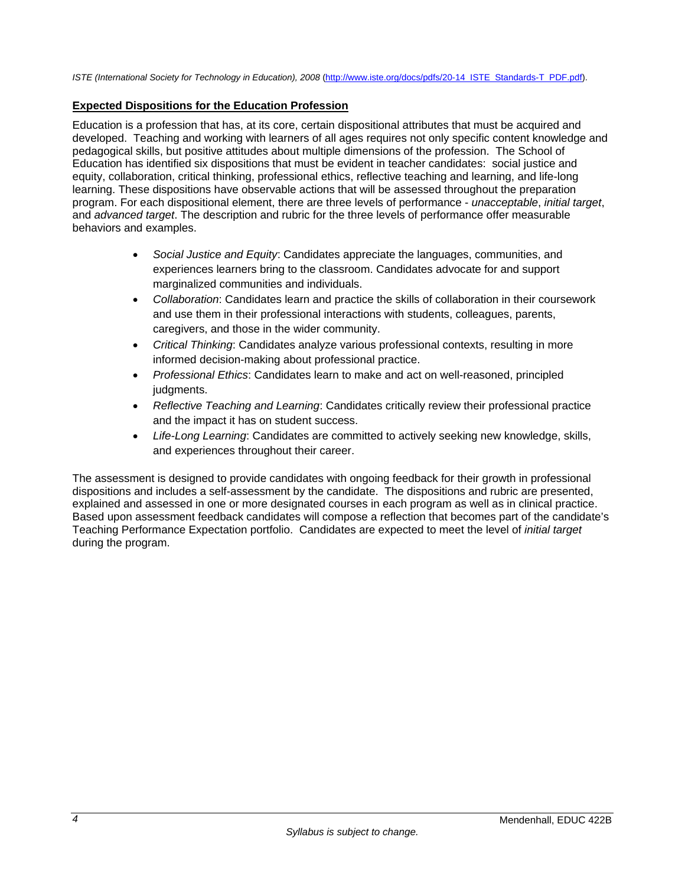*ISTE (International Society for Technology in Education), 2008* (http://www.iste.org/docs/pdfs/20-14_ISTE_Standards-T_PDF.pdf).

## Expected Dispositions for the Education Profession

Education is a profession that has, at its core, certain dispositional attributes that must be acquired and developed. Teaching and working with learners of all ages requires not only specific content knowledge and pedagogical skills, but positive attitudes about multiple dimensions of the profession. The School of Education has identified six dispositions that must be evident in teacher candidates: social justice and equity, collaboration, critical thinking, professional ethics, reflective teaching and learning, and life-long learning. These dispositions have observable actions that will be assessed throughout the preparation program. For each dispositional element, there are three levels of performance - *unacceptable*, *initial target*, and *advanced target*. The description and rubric for the three levels of performance offer measurable behaviors and examples.

- *Social Justice and Equity*: Candidates appreciate the languages, communities, and experiences learners bring to the classroom. Candidates advocate for and support marginalized communities and individuals.
- *Collaboration*: Candidates learn and practice the skills of collaboration in their coursework and use them in their professional interactions with students, colleagues, parents, caregivers, and those in the wider community.
- *Critical Thinking*: Candidates analyze various professional contexts, resulting in more informed decision-making about professional practice.
- *Professional Ethics*: Candidates learn to make and act on well-reasoned, principled judgments.
- *Reflective Teaching and Learning*: Candidates critically review their professional practice and the impact it has on student success.
- *Life-Long Learning*: Candidates are committed to actively seeking new knowledge, skills, and experiences throughout their career.

The assessment is designed to provide candidates with ongoing feedback for their growth in professional dispositions and includes a self-assessment by the candidate. The dispositions and rubric are presented, explained and assessed in one or more designated courses in each program as well as in clinical practice. Based upon assessment feedback candidates will compose a reflection that becomes part of the candidate's Teaching Performance Expectation portfolio. Candidates are expected to meet the level of *initial target* during the program.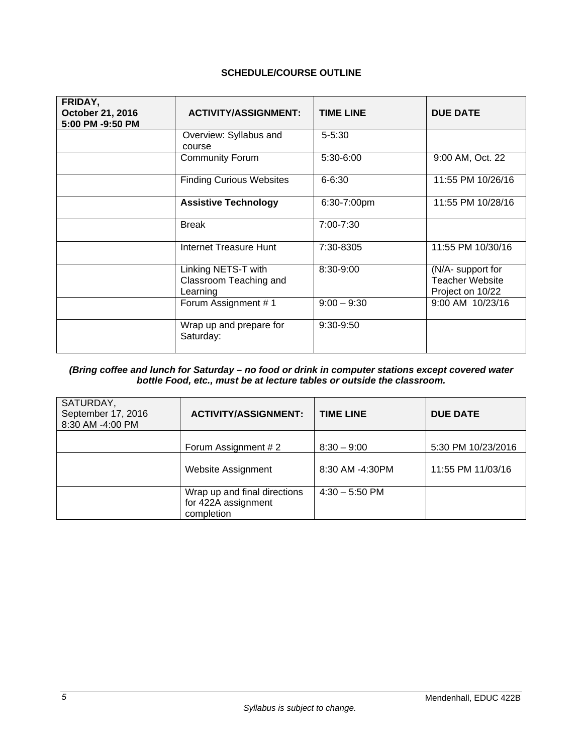**SCHEDULE/COURSE OUTLINE**

| **FRIDAY, October 21, 2016 5:00 PM -9:50 PM** | **ACTIVITY/ASSIGNMENT:** | **TIME LINE** | **DUE DATE** |
|---|---|---|---|
| | Overview: Syllabus and course | 5-5:30 | |
| | Community Forum | 5:30-6:00 | 9:00 AM, Oct. 22 |
| | Finding Curious Websites | 6-6:30 | 11:55 PM 10/26/16 |
| | **Assistive Technology** | 6:30-7:00pm | 11:55 PM 10/28/16 |
| | Break | 7:00-7:30 | |
| | Internet Treasure Hunt | 7:30-8305 | 11:55 PM 10/30/16 |
| | Linking NETS-T with Classroom Teaching and Learning | 8:30-9:00 | (N/A- support for Teacher Website Project on 10/22 |
| | Forum Assignment # 1 | 9:00 – 9:30 | 9:00 AM 10/23/16 |
| | Wrap up and prepare for Saturday: | 9:30-9:50 | |

***(Bring coffee and lunch for Saturday – no food or drink in computer stations except covered water bottle Food, etc., must be at lecture tables or outside the classroom.***

| SATURDAY, September 17, 2016 8:30 AM -4:00 PM | **ACTIVITY/ASSIGNMENT:** | **TIME LINE** | **DUE DATE** |
|---|---|---|---|
| | Forum Assignment # 2 | 8:30 – 9:00 | 5:30 PM 10/23/2016 |
| | Website Assignment | 8:30 AM -4:30PM | 11:55 PM 11/03/16 |
| | Wrap up and final directions for 422A assignment completion | 4:30 – 5:50 PM | |

*Syllabus is subject to change.*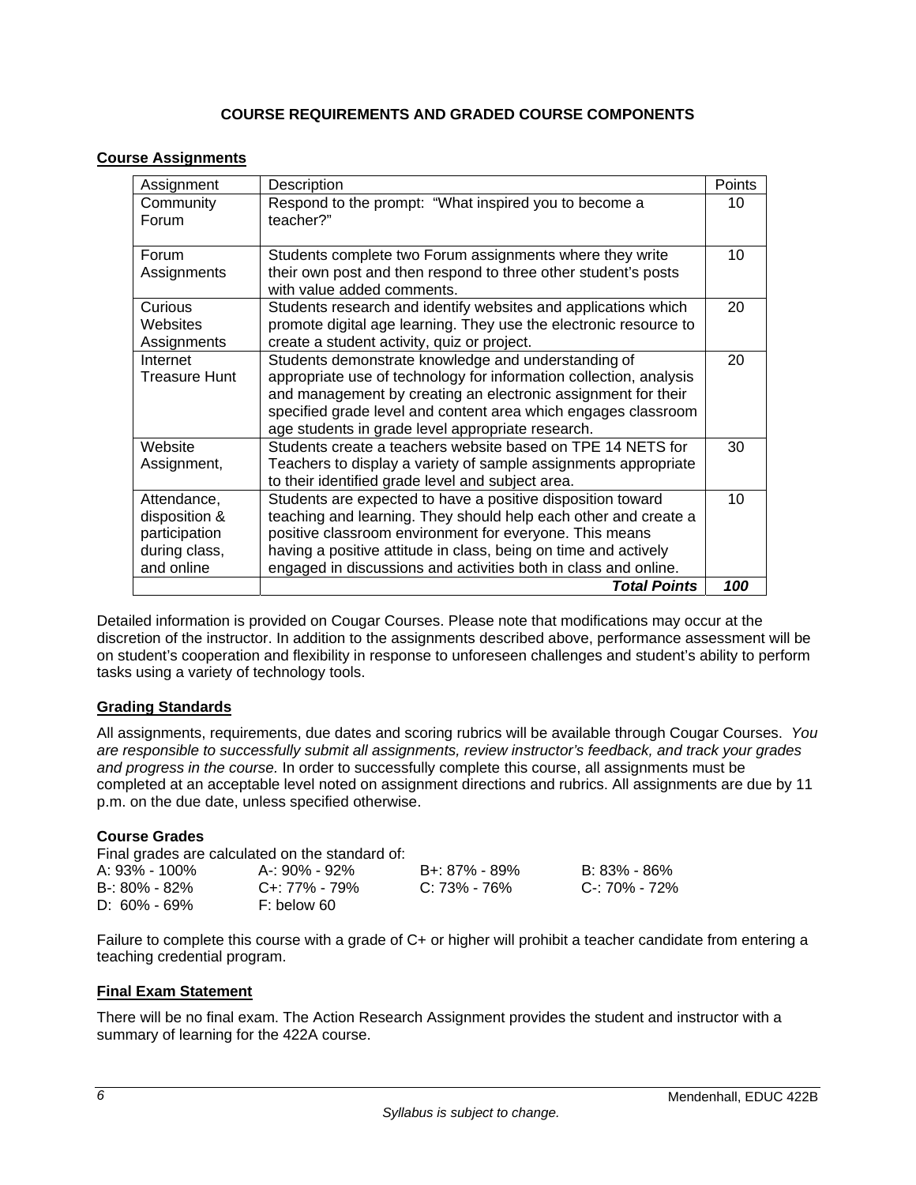## COURSE REQUIREMENTS AND GRADED COURSE COMPONENTS

### Course Assignments

| Assignment | Description | Points |
|---|---|---|
| Community Forum | Respond to the prompt: "What inspired you to become a teacher?" | 10 |
| Forum Assignments | Students complete two Forum assignments where they write their own post and then respond to three other student's posts with value added comments. | 10 |
| Curious Websites Assignments | Students research and identify websites and applications which promote digital age learning. They use the electronic resource to create a student activity, quiz or project. | 20 |
| Internet Treasure Hunt | Students demonstrate knowledge and understanding of appropriate use of technology for information collection, analysis and management by creating an electronic assignment for their specified grade level and content area which engages classroom age students in grade level appropriate research. | 20 |
| Website Assignment, | Students create a teachers website based on TPE 14 NETS for Teachers to display a variety of sample assignments appropriate to their identified grade level and subject area. | 30 |
| Attendance, disposition & participation during class, and online | Students are expected to have a positive disposition toward teaching and learning. They should help each other and create a positive classroom environment for everyone. This means having a positive attitude in class, being on time and actively engaged in discussions and activities both in class and online. | 10 |
| | ***Total Points*** | ***100*** |

Detailed information is provided on Cougar Courses. Please note that modifications may occur at the discretion of the instructor. In addition to the assignments described above, performance assessment will be on student's cooperation and flexibility in response to unforeseen challenges and student's ability to perform tasks using a variety of technology tools.

### Grading Standards

All assignments, requirements, due dates and scoring rubrics will be available through Cougar Courses. *You are responsible to successfully submit all assignments, review instructor's feedback, and track your grades and progress in the course.* In order to successfully complete this course, all assignments must be completed at an acceptable level noted on assignment directions and rubrics. All assignments are due by 11 p.m. on the due date, unless specified otherwise.

**Course Grades**

Final grades are calculated on the standard of:

| | | | |
|---|---|---|---|
| A: 93% - 100% | A-: 90% - 92% | B+: 87% - 89% | B: 83% - 86% |
| B-: 80% - 82% | C+: 77% - 79% | C: 73% - 76% | C-: 70% - 72% |
| D: 60% - 69% | F: below 60 | | |

Failure to complete this course with a grade of C+ or higher will prohibit a teacher candidate from entering a teaching credential program.

### Final Exam Statement

There will be no final exam. The Action Research Assignment provides the student and instructor with a summary of learning for the 422A course.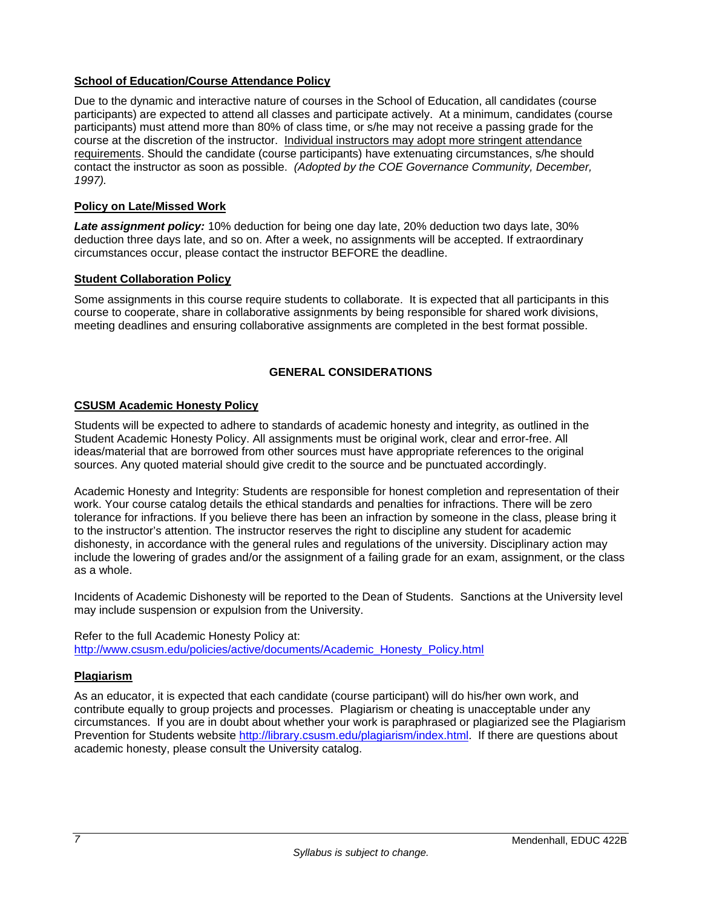**School of Education/Course Attendance Policy**

Due to the dynamic and interactive nature of courses in the School of Education, all candidates (course participants) are expected to attend all classes and participate actively. At a minimum, candidates (course participants) must attend more than 80% of class time, or s/he may not receive a passing grade for the course at the discretion of the instructor. Individual instructors may adopt more stringent attendance requirements. Should the candidate (course participants) have extenuating circumstances, s/he should contact the instructor as soon as possible. *(Adopted by the COE Governance Community, December, 1997).*

**Policy on Late/Missed Work**

***Late assignment policy:*** 10% deduction for being one day late, 20% deduction two days late, 30% deduction three days late, and so on. After a week, no assignments will be accepted. If extraordinary circumstances occur, please contact the instructor BEFORE the deadline.

**Student Collaboration Policy**

Some assignments in this course require students to collaborate. It is expected that all participants in this course to cooperate, share in collaborative assignments by being responsible for shared work divisions, meeting deadlines and ensuring collaborative assignments are completed in the best format possible.

## GENERAL CONSIDERATIONS

**CSUSM Academic Honesty Policy**

Students will be expected to adhere to standards of academic honesty and integrity, as outlined in the Student Academic Honesty Policy. All assignments must be original work, clear and error-free. All ideas/material that are borrowed from other sources must have appropriate references to the original sources. Any quoted material should give credit to the source and be punctuated accordingly.

Academic Honesty and Integrity: Students are responsible for honest completion and representation of their work. Your course catalog details the ethical standards and penalties for infractions. There will be zero tolerance for infractions. If you believe there has been an infraction by someone in the class, please bring it to the instructor's attention. The instructor reserves the right to discipline any student for academic dishonesty, in accordance with the general rules and regulations of the university. Disciplinary action may include the lowering of grades and/or the assignment of a failing grade for an exam, assignment, or the class as a whole.

Incidents of Academic Dishonesty will be reported to the Dean of Students. Sanctions at the University level may include suspension or expulsion from the University.

Refer to the full Academic Honesty Policy at:
http://www.csusm.edu/policies/active/documents/Academic_Honesty_Policy.html

**Plagiarism**

As an educator, it is expected that each candidate (course participant) will do his/her own work, and contribute equally to group projects and processes. Plagiarism or cheating is unacceptable under any circumstances. If you are in doubt about whether your work is paraphrased or plagiarized see the Plagiarism Prevention for Students website http://library.csusm.edu/plagiarism/index.html. If there are questions about academic honesty, please consult the University catalog.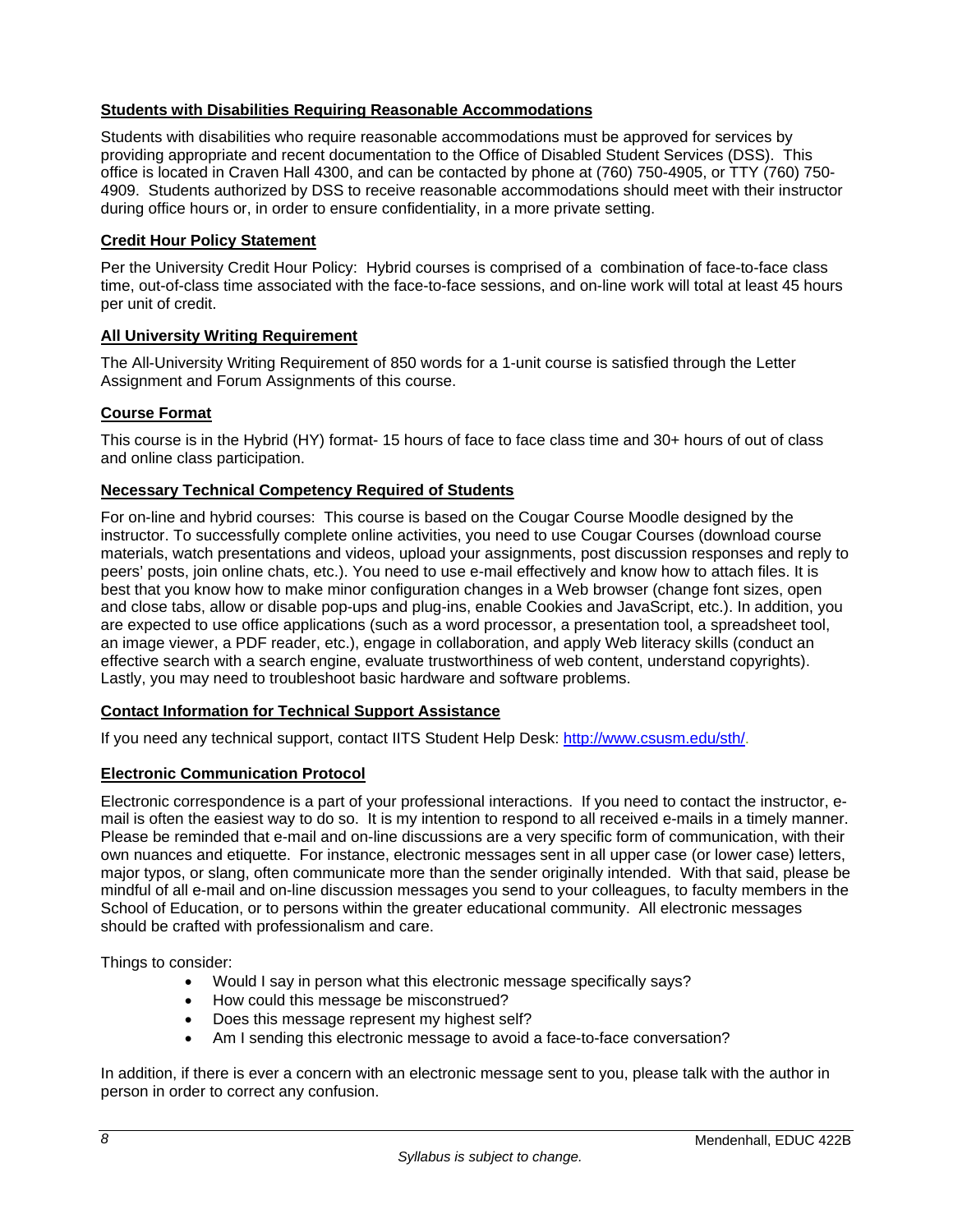**Students with Disabilities Requiring Reasonable Accommodations**

Students with disabilities who require reasonable accommodations must be approved for services by providing appropriate and recent documentation to the Office of Disabled Student Services (DSS). This office is located in Craven Hall 4300, and can be contacted by phone at (760) 750-4905, or TTY (760) 750-4909. Students authorized by DSS to receive reasonable accommodations should meet with their instructor during office hours or, in order to ensure confidentiality, in a more private setting.

**Credit Hour Policy Statement**

Per the University Credit Hour Policy: Hybrid courses is comprised of a combination of face-to-face class time, out-of-class time associated with the face-to-face sessions, and on-line work will total at least 45 hours per unit of credit.

**All University Writing Requirement**

The All-University Writing Requirement of 850 words for a 1-unit course is satisfied through the Letter Assignment and Forum Assignments of this course.

**Course Format**

This course is in the Hybrid (HY) format- 15 hours of face to face class time and 30+ hours of out of class and online class participation.

**Necessary Technical Competency Required of Students**

For on-line and hybrid courses: This course is based on the Cougar Course Moodle designed by the instructor. To successfully complete online activities, you need to use Cougar Courses (download course materials, watch presentations and videos, upload your assignments, post discussion responses and reply to peers' posts, join online chats, etc.). You need to use e-mail effectively and know how to attach files. It is best that you know how to make minor configuration changes in a Web browser (change font sizes, open and close tabs, allow or disable pop-ups and plug-ins, enable Cookies and JavaScript, etc.). In addition, you are expected to use office applications (such as a word processor, a presentation tool, a spreadsheet tool, an image viewer, a PDF reader, etc.), engage in collaboration, and apply Web literacy skills (conduct an effective search with a search engine, evaluate trustworthiness of web content, understand copyrights). Lastly, you may need to troubleshoot basic hardware and software problems.

**Contact Information for Technical Support Assistance**

If you need any technical support, contact IITS Student Help Desk: http://www.csusm.edu/sth/.

**Electronic Communication Protocol**

Electronic correspondence is a part of your professional interactions. If you need to contact the instructor, e-mail is often the easiest way to do so. It is my intention to respond to all received e-mails in a timely manner. Please be reminded that e-mail and on-line discussions are a very specific form of communication, with their own nuances and etiquette. For instance, electronic messages sent in all upper case (or lower case) letters, major typos, or slang, often communicate more than the sender originally intended. With that said, please be mindful of all e-mail and on-line discussion messages you send to your colleagues, to faculty members in the School of Education, or to persons within the greater educational community. All electronic messages should be crafted with professionalism and care.

Things to consider:

- Would I say in person what this electronic message specifically says?
- How could this message be misconstrued?
- Does this message represent my highest self?
- Am I sending this electronic message to avoid a face-to-face conversation?

In addition, if there is ever a concern with an electronic message sent to you, please talk with the author in person in order to correct any confusion.

*Syllabus is subject to change.*